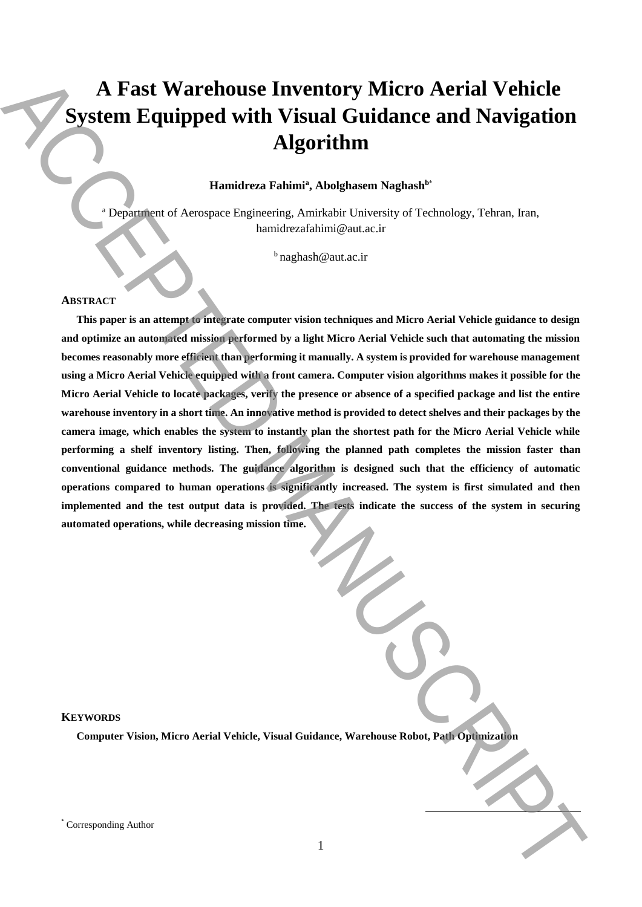# A Fast Warehouse Inventory Micro Aerial Vehicle System Equipped with Visual Guidance and Navigation Algorithm

**Hamidreza Fahimi[a], Abolghasem Naghash[b*]**

[a] Department of Aerospace Engineering, Amirkabir University of Technology, Tehran, Iran, hamidrezafahimi@aut.ac.ir

[b] naghash@aut.ac.ir

## Abstract

**This paper is an attempt to integrate computer vision techniques and Micro Aerial Vehicle guidance to design and optimize an automated mission performed by a light Micro Aerial Vehicle such that automating the mission becomes reasonably more efficient than performing it manually. A system is provided for warehouse management using a Micro Aerial Vehicle equipped with a front camera. Computer vision algorithms makes it possible for the Micro Aerial Vehicle to locate packages, verify the presence or absence of a specified package and list the entire warehouse inventory in a short time. An innovative method is provided to detect shelves and their packages by the camera image, which enables the system to instantly plan the shortest path for the Micro Aerial Vehicle while performing a shelf inventory listing. Then, following the planned path completes the mission faster than conventional guidance methods. The guidance algorithm is designed such that the efficiency of automatic operations compared to human operations is significantly increased. The system is first simulated and then implemented and the test output data is provided. The tests indicate the success of the system in securing automated operations, while decreasing mission time.**

## Keywords

**Computer Vision, Micro Aerial Vehicle, Visual Guidance, Warehouse Robot, Path Optimization**

* Corresponding Author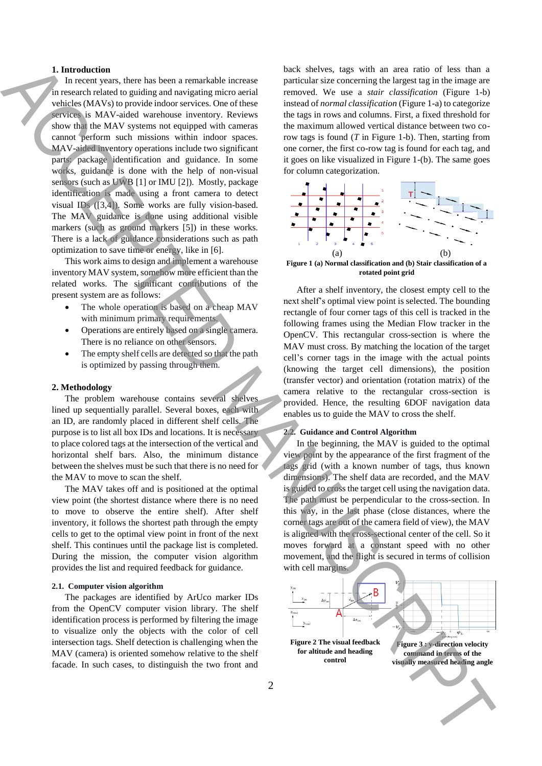## 1. Introduction

In recent years, there has been a remarkable increase in research related to guiding and navigating micro aerial vehicles (MAVs) to provide indoor services. One of these services is MAV-aided warehouse inventory. Reviews show that the MAV systems not equipped with cameras cannot perform such missions within indoor spaces. MAV-aided inventory operations include two significant parts: package identification and guidance. In some works, guidance is done with the help of non-visual sensors (such as UWB [1] or IMU [2]). Mostly, package identification is made using a front camera to detect visual IDs ([3,4]). Some works are fully vision-based. The MAV guidance is done using additional visible markers (such as ground markers [5]) in these works. There is a lack of guidance considerations such as path optimization to save time or energy, like in [6].

This work aims to design and implement a warehouse inventory MAV system, somehow more efficient than the related works. The significant contributions of the present system are as follows:

- The whole operation is based on a cheap MAV with minimum primary requirements.
- Operations are entirely based on a single camera. There is no reliance on other sensors.
- The empty shelf cells are detected so that the path is optimized by passing through them.

## 2. Methodology

The problem warehouse contains several shelves lined up sequentially parallel. Several boxes, each with an ID, are randomly placed in different shelf cells. The purpose is to list all box IDs and locations. It is necessary to place colored tags at the intersection of the vertical and horizontal shelf bars. Also, the minimum distance between the shelves must be such that there is no need for the MAV to move to scan the shelf.

The MAV takes off and is positioned at the optimal view point (the shortest distance where there is no need to move to observe the entire shelf). After shelf inventory, it follows the shortest path through the empty cells to get to the optimal view point in front of the next shelf. This continues until the package list is completed. During the mission, the computer vision algorithm provides the list and required feedback for guidance.

### 2.1. Computer vision algorithm

The packages are identified by ArUco marker IDs from the OpenCV computer vision library. The shelf identification process is performed by filtering the image to visualize only the objects with the color of cell intersection tags. Shelf detection is challenging when the MAV (camera) is oriented somehow relative to the shelf facade. In such cases, to distinguish the two front and back shelves, tags with an area ratio of less than a particular size concerning the largest tag in the image are removed. We use a *stair classification* (Figure 1-b) instead of *normal classification* (Figure 1-a) to categorize the tags in rows and columns. First, a fixed threshold for the maximum allowed vertical distance between two co-row tags is found (*T* in Figure 1-b). Then, starting from one corner, the first co-row tag is found for each tag, and it goes on like visualized in Figure 1-(b). The same goes for column categorization.

**Figure 1 (a) Normal classification and (b) Stair classification of a rotated point grid**

After a shelf inventory, the closest empty cell to the next shelf's optimal view point is selected. The bounding rectangle of four corner tags of this cell is tracked in the following frames using the Median Flow tracker in the OpenCV. This rectangular cross-section is where the MAV must cross. By matching the location of the target cell's corner tags in the image with the actual points (knowing the target cell dimensions), the position (transfer vector) and orientation (rotation matrix) of the camera relative to the rectangular cross-section is provided. Hence, the resulting 6DOF navigation data enables us to guide the MAV to cross the shelf.

### 2.2. Guidance and Control Algorithm

In the beginning, the MAV is guided to the optimal view point by the appearance of the first fragment of the tags grid (with a known number of tags, thus known dimensions). The shelf data are recorded, and the MAV is guided to cross the target cell using the navigation data. The path must be perpendicular to the cross-section. In this way, in the last phase (close distances, where the corner tags are out of the camera field of view), the MAV is aligned with the cross-sectional center of the cell. So it moves forward at a constant speed with no other movement, and the flight is secured in terms of collision with cell margins.

**Figure 2 The visual feedback for altitude and heading control**

**Figure 3 : y-direction velocity command in terms of the visually measured heading angle**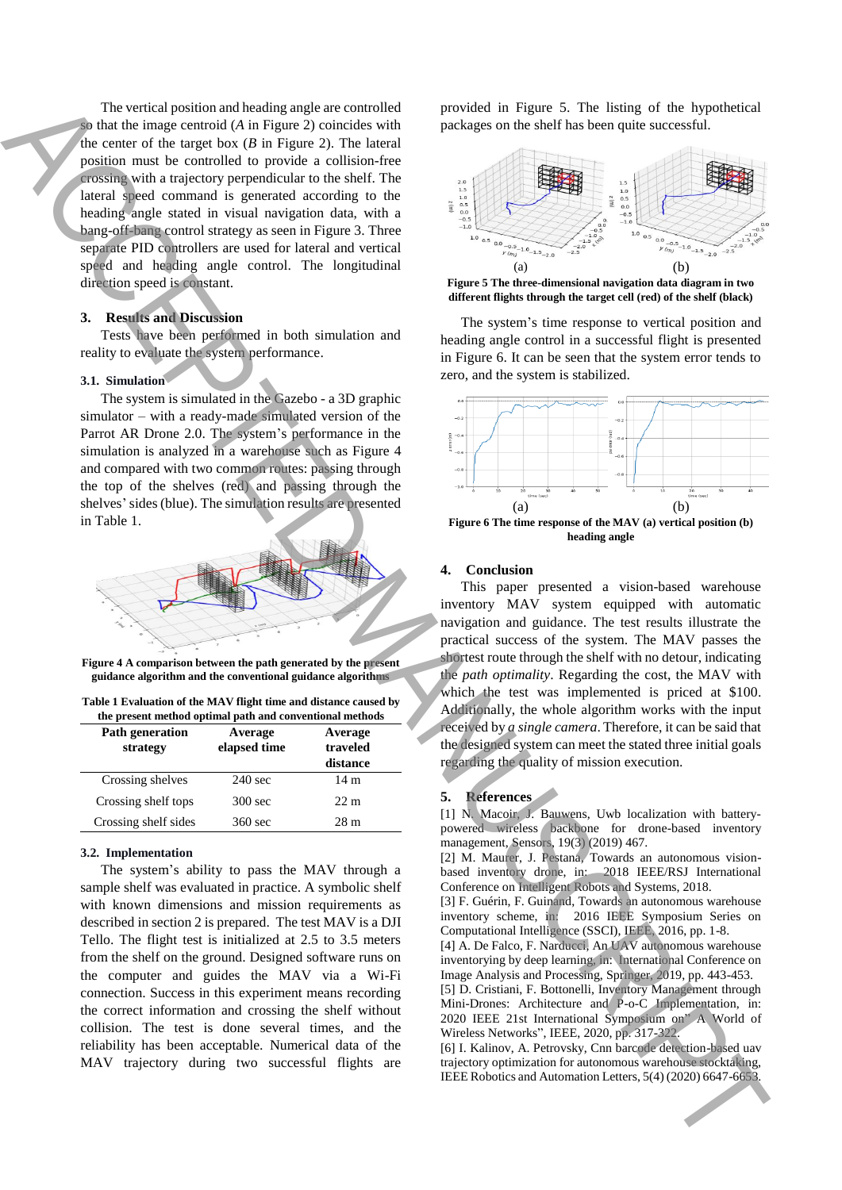The vertical position and heading angle are controlled so that the image centroid (*A* in Figure 2) coincides with the center of the target box (*B* in Figure 2). The lateral position must be controlled to provide a collision-free crossing with a trajectory perpendicular to the shelf. The lateral speed command is generated according to the heading angle stated in visual navigation data, with a bang-off-bang control strategy as seen in Figure 3. Three separate PID controllers are used for lateral and vertical speed and heading angle control. The longitudinal direction speed is constant.

## 3. Results and Discussion

Tests have been performed in both simulation and reality to evaluate the system performance.

### 3.1. Simulation

The system is simulated in the Gazebo - a 3D graphic simulator – with a ready-made simulated version of the Parrot AR Drone 2.0. The system's performance in the simulation is analyzed in a warehouse such as Figure 4 and compared with two common routes: passing through the top of the shelves (red) and passing through the shelves' sides (blue). The simulation results are presented in Table 1.

**Figure 4 A comparison between the path generated by the present guidance algorithm and the conventional guidance algorithms**

**Table 1 Evaluation of the MAV flight time and distance caused by the present method optimal path and conventional methods**

| Path generation strategy | Average elapsed time | Average traveled distance |
|---|---|---|
| Crossing shelves | 240 sec | 14 m |
| Crossing shelf tops | 300 sec | 22 m |
| Crossing shelf sides | 360 sec | 28 m |

### 3.2. Implementation

The system's ability to pass the MAV through a sample shelf was evaluated in practice. A symbolic shelf with known dimensions and mission requirements as described in section 2 is prepared. The test MAV is a DJI Tello. The flight test is initialized at 2.5 to 3.5 meters from the shelf on the ground. Designed software runs on the computer and guides the MAV via a Wi-Fi connection. Success in this experiment means recording the correct information and crossing the shelf without collision. The test is done several times, and the reliability has been acceptable. Numerical data of the MAV trajectory during two successful flights are provided in Figure 5. The listing of the hypothetical packages on the shelf has been quite successful.

(a) (b)

**Figure 5 The three-dimensional navigation data diagram in two different flights through the target cell (red) of the shelf (black)**

The system's time response to vertical position and heading angle control in a successful flight is presented in Figure 6. It can be seen that the system error tends to zero, and the system is stabilized.

(a) (b)

**Figure 6 The time response of the MAV (a) vertical position (b) heading angle**

## 4. Conclusion

This paper presented a vision-based warehouse inventory MAV system equipped with automatic navigation and guidance. The test results illustrate the practical success of the system. The MAV passes the shortest route through the shelf with no detour, indicating the *path optimality*. Regarding the cost, the MAV with which the test was implemented is priced at $100. Additionally, the whole algorithm works with the input received by *a single camera*. Therefore, it can be said that the designed system can meet the stated three initial goals regarding the quality of mission execution.

## 5. References

[1] N. Macoir, J. Bauwens, Uwb localization with battery-powered wireless backbone for drone-based inventory management, Sensors, 19(3) (2019) 467.

[2] M. Maurer, J. Pestana, Towards an autonomous vision-based inventory drone, in: 2018 IEEE/RSJ International Conference on Intelligent Robots and Systems, 2018.

[3] F. Guérin, F. Guinand, Towards an autonomous warehouse inventory scheme, in: 2016 IEEE Symposium Series on Computational Intelligence (SSCI), IEEE, 2016, pp. 1-8.

[4] A. De Falco, F. Narducci, An UAV autonomous warehouse inventorying by deep learning, in: International Conference on Image Analysis and Processing, Springer, 2019, pp. 443-453.

[5] D. Cristiani, F. Bottonelli, Inventory Management through Mini-Drones: Architecture and P-o-C Implementation, in: 2020 IEEE 21st International Symposium on" A World of Wireless Networks", IEEE, 2020, pp. 317-322.

[6] I. Kalinov, A. Petrovsky, Cnn barcode detection-based uav trajectory optimization for autonomous warehouse stocktaking, IEEE Robotics and Automation Letters, 5(4) (2020) 6647-6653.